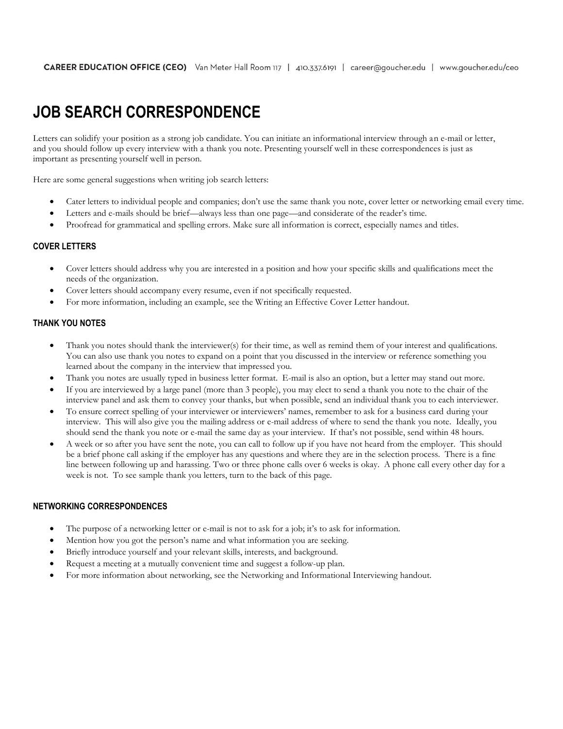CAREER EDUCATION OFFICE (CEO) Van Meter Hall Room 117 | 410.337.6191 | career@goucher.edu | www.goucher.edu/ceo

# JOB SEARCH CORRESPONDENCE

Letters can solidify your position as a strong job candidate. You can initiate an informational interview through an e-mail or letter, and you should follow up every interview with a thank you note. Presenting yourself well in these correspondences is just as important as presenting yourself well in person.

Here are some general suggestions when writing job search letters:

- Cater letters to individual people and companies; don't use the same thank you note, cover letter or networking email every time.
- Letters and e-mails should be brief—always less than one page—and considerate of the reader's time.
- Proofread for grammatical and spelling errors. Make sure all information is correct, especially names and titles.

## COVER LETTERS

- Cover letters should address why you are interested in a position and how your specific skills and qualifications meet the needs of the organization.
- Cover letters should accompany every resume, even if not specifically requested.
- For more information, including an example, see the Writing an Effective Cover Letter handout.

## THANK YOU NOTES

- Thank you notes should thank the interviewer(s) for their time, as well as remind them of your interest and qualifications. You can also use thank you notes to expand on a point that you discussed in the interview or reference something you learned about the company in the interview that impressed you.
- Thank you notes are usually typed in business letter format. E-mail is also an option, but a letter may stand out more.
- If you are interviewed by a large panel (more than 3 people), you may elect to send a thank you note to the chair of the interview panel and ask them to convey your thanks, but when possible, send an individual thank you to each interviewer.
- To ensure correct spelling of your interviewer or interviewers' names, remember to ask for a business card during your interview. This will also give you the mailing address or e-mail address of where to send the thank you note. Ideally, you should send the thank you note or e-mail the same day as your interview. If that's not possible, send within 48 hours.
- A week or so after you have sent the note, you can call to follow up if you have not heard from the employer. This should be a brief phone call asking if the employer has any questions and where they are in the selection process. There is a fine line between following up and harassing. Two or three phone calls over 6 weeks is okay. A phone call every other day for a week is not. To see sample thank you letters, turn to the back of this page.

## NETWORKING CORRESPONDENCES

- The purpose of a networking letter or e-mail is not to ask for a job; it's to ask for information.
- Mention how you got the person's name and what information you are seeking.
- Briefly introduce yourself and your relevant skills, interests, and background.
- Request a meeting at a mutually convenient time and suggest a follow-up plan.
- For more information about networking, see the Networking and Informational Interviewing handout.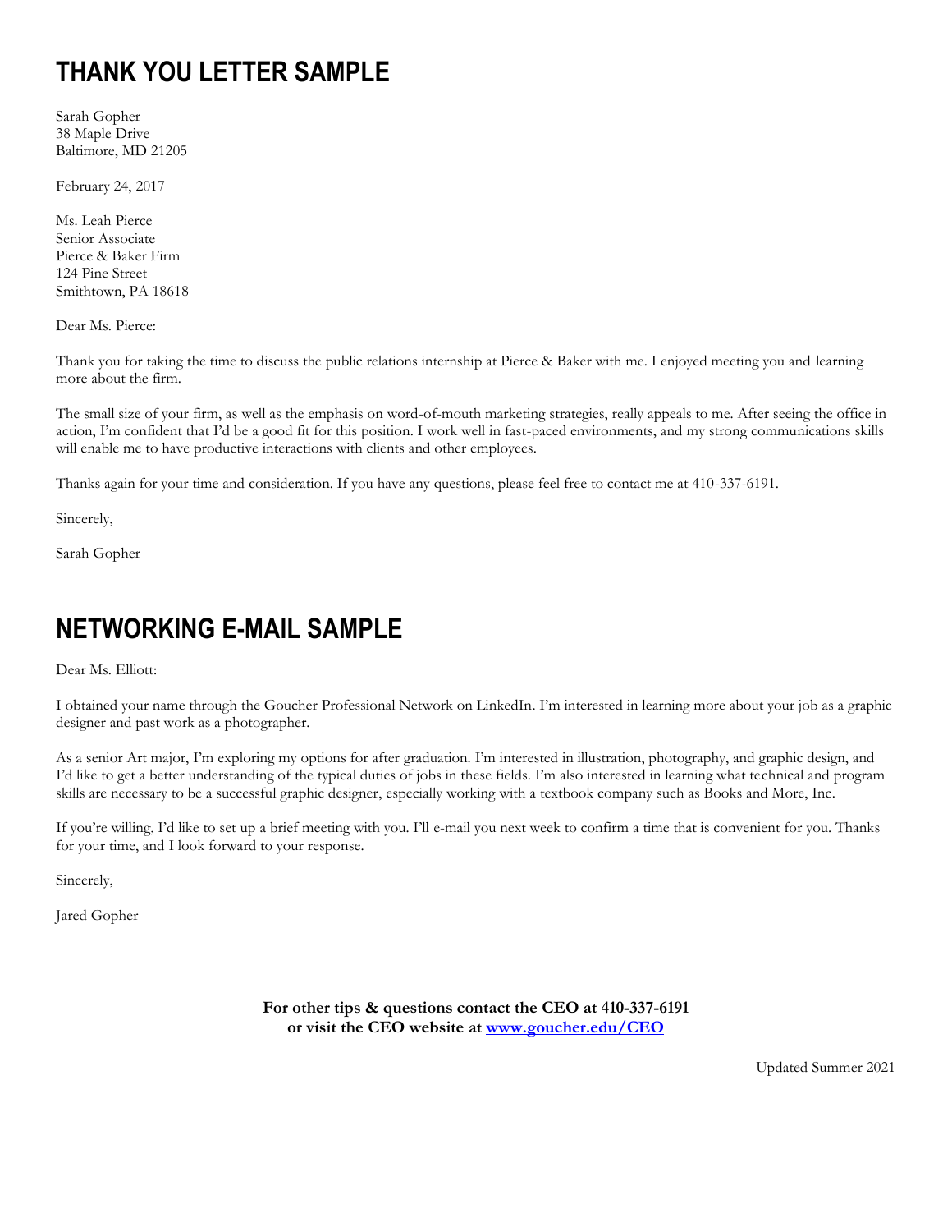# THANK YOU LETTER SAMPLE

Sarah Gopher
38 Maple Drive
Baltimore, MD 21205

February 24, 2017

Ms. Leah Pierce
Senior Associate
Pierce & Baker Firm
124 Pine Street
Smithtown, PA 18618

Dear Ms. Pierce:

Thank you for taking the time to discuss the public relations internship at Pierce & Baker with me. I enjoyed meeting you and learning more about the firm.

The small size of your firm, as well as the emphasis on word-of-mouth marketing strategies, really appeals to me. After seeing the office in action, I'm confident that I'd be a good fit for this position. I work well in fast-paced environments, and my strong communications skills will enable me to have productive interactions with clients and other employees.

Thanks again for your time and consideration. If you have any questions, please feel free to contact me at 410-337-6191.

Sincerely,

Sarah Gopher

# NETWORKING E-MAIL SAMPLE

Dear Ms. Elliott:

I obtained your name through the Goucher Professional Network on LinkedIn. I'm interested in learning more about your job as a graphic designer and past work as a photographer.

As a senior Art major, I'm exploring my options for after graduation. I'm interested in illustration, photography, and graphic design, and I'd like to get a better understanding of the typical duties of jobs in these fields. I'm also interested in learning what technical and program skills are necessary to be a successful graphic designer, especially working with a textbook company such as Books and More, Inc.

If you're willing, I'd like to set up a brief meeting with you. I'll e-mail you next week to confirm a time that is convenient for you. Thanks for your time, and I look forward to your response.

Sincerely,

Jared Gopher

**For other tips & questions contact the CEO at 410-337-6191**
**or visit the CEO website at [www.goucher.edu/CEO](www.goucher.edu/CEO)**

Updated Summer 2021